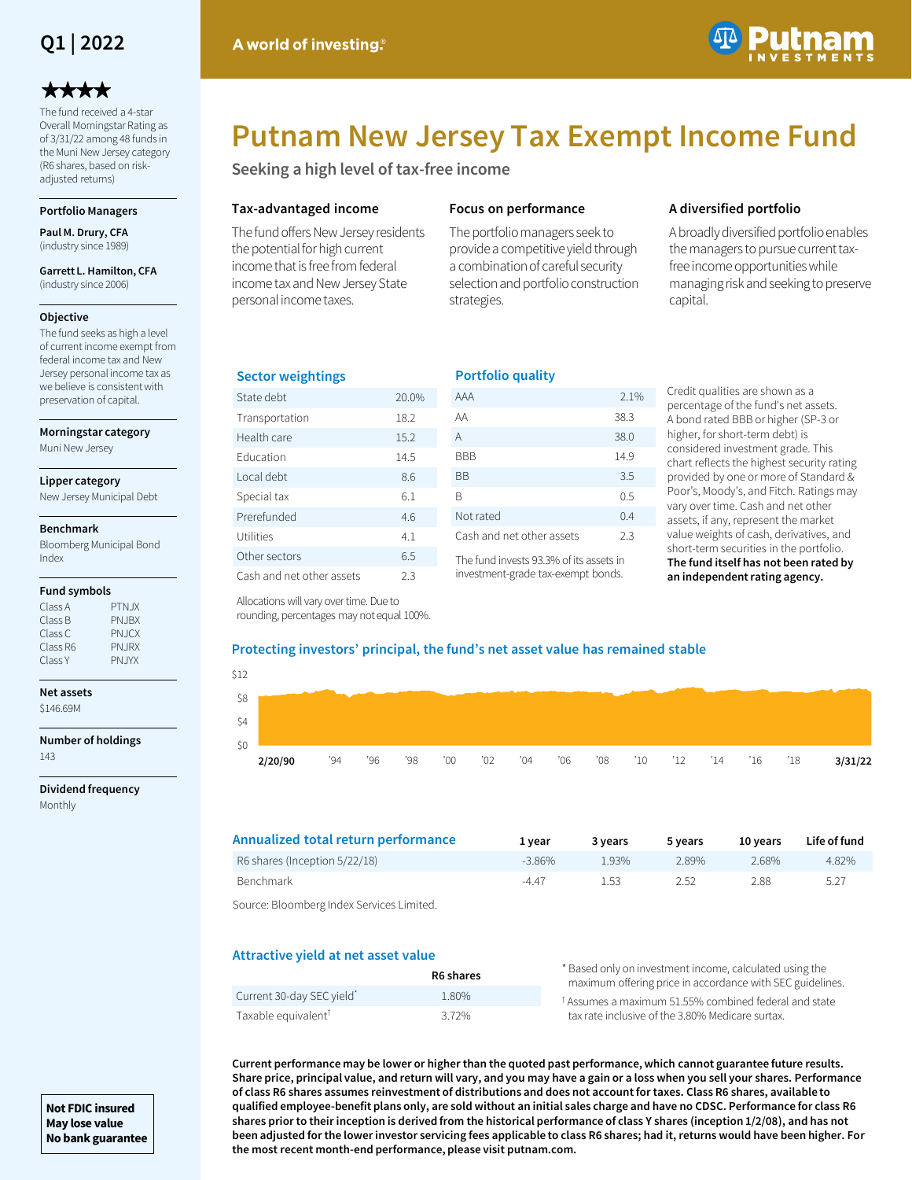Q1 | 2022

A world of investing.®

Putnam Investments

# Putnam New Jersey Tax Exempt Income Fund

## Seeking a high level of tax-free income

★★★★

The fund received a 4-star Overall Morningstar Rating as of 3/31/22 among 48 funds in the Muni New Jersey category (R6 shares, based on risk-adjusted returns)

**Portfolio Managers**

**Paul M. Drury, CFA** (industry since 1989)

**Garrett L. Hamilton, CFA** (industry since 2006)

**Objective**

The fund seeks as high a level of current income exempt from federal income tax and New Jersey personal income tax as we believe is consistent with preservation of capital.

**Morningstar category**

Muni New Jersey

**Lipper category**

New Jersey Municipal Debt

**Benchmark**

Bloomberg Municipal Bond Index

**Fund symbols**

| | |
|---|---|
| Class A | PTNJX |
| Class B | PNJBX |
| Class C | PNJCX |
| Class R6 | PNJRX |
| Class Y | PNJYX |

**Net assets**

$146.69M

**Number of holdings**

143

**Dividend frequency**

Monthly

**Not FDIC insured**
**May lose value**
**No bank guarantee**

### Tax-advantaged income

The fund offers New Jersey residents the potential for high current income that is free from federal income tax and New Jersey State personal income taxes.

### Focus on performance

The portfolio managers seek to provide a competitive yield through a combination of careful security selection and portfolio construction strategies.

### A diversified portfolio

A broadly diversified portfolio enables the managers to pursue current tax-free income opportunities while managing risk and seeking to preserve capital.

### Sector weightings

| Sector | % |
|---|---|
| State debt | 20.0% |
| Transportation | 18.2 |
| Health care | 15.2 |
| Education | 14.5 |
| Local debt | 8.6 |
| Special tax | 6.1 |
| Prerefunded | 4.6 |
| Utilities | 4.1 |
| Other sectors | 6.5 |
| Cash and net other assets | 2.3 |

Allocations will vary over time. Due to rounding, percentages may not equal 100%.

### Portfolio quality

| Rating | % |
|---|---|
| AAA | 2.1% |
| AA | 38.3 |
| A | 38.0 |
| BBB | 14.9 |
| BB | 3.5 |
| B | 0.5 |
| Not rated | 0.4 |
| Cash and net other assets | 2.3 |

The fund invests 93.3% of its assets in investment-grade tax-exempt bonds.

Credit qualities are shown as a percentage of the fund's net assets. A bond rated BBB or higher (SP-3 or higher, for short-term debt) is considered investment grade. This chart reflects the highest security rating provided by one or more of Standard & Poor's, Moody's, and Fitch. Ratings may vary over time. Cash and net other assets, if any, represent the market value weights of cash, derivatives, and short-term securities in the portfolio. **The fund itself has not been rated by an independent rating agency.**

### Protecting investors' principal, the fund's net asset value has remained stable

(Chart: net asset value from 2/20/90 to 3/31/22; axis $0–$12)

### Annualized total return performance

| | 1 year | 3 years | 5 years | 10 years | Life of fund |
|---|---|---|---|---|---|
| R6 shares (Inception 5/22/18) | -3.86% | 1.93% | 2.89% | 2.68% | 4.82% |
| Benchmark | -4.47 | 1.53 | 2.52 | 2.88 | 5.27 |

Source: Bloomberg Index Services Limited.

### Attractive yield at net asset value

| | R6 shares |
|---|---|
| Current 30-day SEC yield* | 1.80% |
| Taxable equivalent† | 3.72% |

\* Based only on investment income, calculated using the maximum offering price in accordance with SEC guidelines.

† Assumes a maximum 51.55% combined federal and state tax rate inclusive of the 3.80% Medicare surtax.

**Current performance may be lower or higher than the quoted past performance, which cannot guarantee future results. Share price, principal value, and return will vary, and you may have a gain or a loss when you sell your shares. Performance of class R6 shares assumes reinvestment of distributions and does not account for taxes. Class R6 shares, available to qualified employee-benefit plans only, are sold without an initial sales charge and have no CDSC. Performance for class R6 shares prior to their inception is derived from the historical performance of class Y shares (inception 1/2/08), and has not been adjusted for the lower investor servicing fees applicable to class R6 shares; had it, returns would have been higher. For the most recent month-end performance, please visit putnam.com.**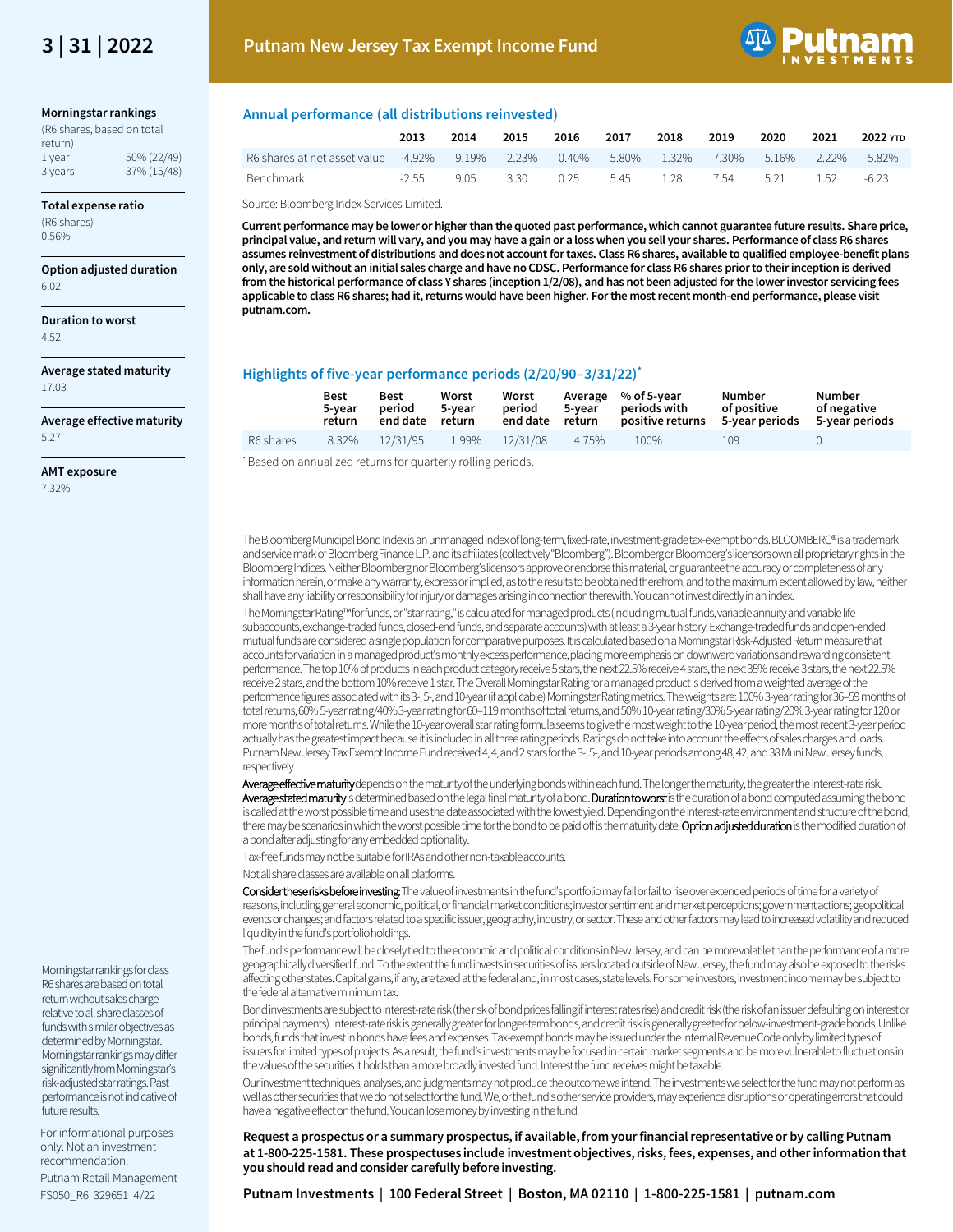**3 | 31 | 2022**

# Putnam New Jersey Tax Exempt Income Fund

**Morningstar rankings**

(R6 shares, based on total return)

| | |
|---|---|
| 1 year | 50% (22/49) |
| 3 years | 37% (15/48) |

**Total expense ratio**

(R6 shares)
0.56%

**Option adjusted duration**

6.02

**Duration to worst**

4.52

**Average stated maturity**

17.03

**Average effective maturity**

5.27

**AMT exposure**

7.32%

## Annual performance (all distributions reinvested)

| | 2013 | 2014 | 2015 | 2016 | 2017 | 2018 | 2019 | 2020 | 2021 | 2022 YTD |
|---|---|---|---|---|---|---|---|---|---|---|
| R6 shares at net asset value | -4.92% | 9.19% | 2.23% | 0.40% | 5.80% | 1.32% | 7.30% | 5.16% | 2.22% | -5.82% |
| Benchmark | -2.55 | 9.05 | 3.30 | 0.25 | 5.45 | 1.28 | 7.54 | 5.21 | 1.52 | -6.23 |

Source: Bloomberg Index Services Limited.

**Current performance may be lower or higher than the quoted past performance, which cannot guarantee future results. Share price, principal value, and return will vary, and you may have a gain or a loss when you sell your shares. Performance of class R6 shares assumes reinvestment of distributions and does not account for taxes. Class R6 shares, available to qualified employee-benefit plans only, are sold without an initial sales charge and have no CDSC. Performance for class R6 shares prior to their inception is derived from the historical performance of class Y shares (inception 1/2/08), and has not been adjusted for the lower investor servicing fees applicable to class R6 shares; had it, returns would have been higher. For the most recent month-end performance, please visit putnam.com.**

## Highlights of five-year performance periods (2/20/90–3/31/22)*

| | Best 5-year return | Best period end date | Worst 5-year return | Worst period end date | Average 5-year return | % of 5-year periods with positive returns | Number of positive 5-year periods | Number of negative 5-year periods |
|---|---|---|---|---|---|---|---|---|
| R6 shares | 8.32% | 12/31/95 | 1.99% | 12/31/08 | 4.75% | 100% | 109 | 0 |

* Based on annualized returns for quarterly rolling periods.

The Bloomberg Municipal Bond Index is an unmanaged index of long-term, fixed-rate, investment-grade tax-exempt bonds. BLOOMBERG® is a trademark and service mark of Bloomberg Finance L.P. and its affiliates (collectively "Bloomberg"). Bloomberg or Bloomberg's licensors own all proprietary rights in the Bloomberg Indices. Neither Bloomberg nor Bloomberg's licensors approve or endorse this material, or guarantee the accuracy or completeness of any information herein, or make any warranty, express or implied, as to the results to be obtained therefrom, and to the maximum extent allowed by law, neither shall have any liability or responsibility for injury or damages arising in connection therewith. You cannot invest directly in an index.

The Morningstar Rating™ for funds, or "star rating," is calculated for managed products (including mutual funds, variable annuity and variable life subaccounts, exchange-traded funds, closed-end funds, and separate accounts) with at least a 3-year history. Exchange-traded funds and open-ended mutual funds are considered a single population for comparative purposes. It is calculated based on a Morningstar Risk-Adjusted Return measure that accounts for variation in a managed product's monthly excess performance, placing more emphasis on downward variations and rewarding consistent performance. The top 10% of products in each product category receive 5 stars, the next 22.5% receive 4 stars, the next 35% receive 3 stars, the next 22.5% receive 2 stars, and the bottom 10% receive 1 star. The Overall Morningstar Rating for a managed product is derived from a weighted average of the performance figures associated with its 3-, 5-, and 10-year (if applicable) Morningstar Rating metrics. The weights are: 100% 3-year rating for 36–59 months of total returns, 60% 5-year rating/40% 3-year rating for 60–119 months of total returns, and 50% 10-year rating/30% 5-year rating/20% 3-year rating for 120 or more months of total returns. While the 10-year overall star rating formula seems to give the most weight to the 10-year period, the most recent 3-year period actually has the greatest impact because it is included in all three rating periods. Ratings do not take into account the effects of sales charges and loads. Putnam New Jersey Tax Exempt Income Fund received 4, 4, and 2 stars for the 3-, 5-, and 10-year periods among 48, 42, and 38 Muni New Jersey funds, respectively.

**Average effective maturity** depends on the maturity of the underlying bonds within each fund. The longer the maturity, the greater the interest-rate risk. **Average stated maturity** is determined based on the legal final maturity of a bond. **Duration to worst** is the duration of a bond computed assuming the bond is called at the worst possible time and uses the date associated with the lowest yield. Depending on the interest-rate environment and structure of the bond, there may be scenarios in which the worst possible time for the bond to be paid off is the maturity date. **Option adjusted duration** is the modified duration of a bond after adjusting for any embedded optionality.

Tax-free funds may not be suitable for IRAs and other non-taxable accounts.

Not all share classes are available on all platforms.

**Consider these risks before investing:** The value of investments in the fund's portfolio may fall or fail to rise over extended periods of time for a variety of reasons, including general economic, political, or financial market conditions; investor sentiment and market perceptions; government actions; geopolitical events or changes; and factors related to a specific issuer, geography, industry, or sector. These and other factors may lead to increased volatility and reduced liquidity in the fund's portfolio holdings.

The fund's performance will be closely tied to the economic and political conditions in New Jersey, and can be more volatile than the performance of a more geographically diversified fund. To the extent the fund invests in securities of issuers located outside of New Jersey, the fund may also be exposed to the risks affecting other states. Capital gains, if any, are taxed at the federal and, in most cases, state levels. For some investors, investment income may be subject to the federal alternative minimum tax.

Bond investments are subject to interest-rate risk (the risk of bond prices falling if interest rates rise) and credit risk (the risk of an issuer defaulting on interest or principal payments). Interest-rate risk is generally greater for longer-term bonds, and credit risk is generally greater for below-investment-grade bonds. Unlike bonds, funds that invest in bonds have fees and expenses. Tax-exempt bonds may be issued under the Internal Revenue Code only by limited types of issuers for limited types of projects. As a result, the fund's investments may be focused in certain market segments and be more vulnerable to fluctuations in the values of the securities it holds than a more broadly invested fund. Interest the fund receives might be taxable.

Our investment techniques, analyses, and judgments may not produce the outcome we intend. The investments we select for the fund may not perform as well as other securities that we do not select for the fund. We, or the fund's other service providers, may experience disruptions or operating errors that could have a negative effect on the fund. You can lose money by investing in the fund.

**Request a prospectus or a summary prospectus, if available, from your financial representative or by calling Putnam at 1-800-225-1581. These prospectuses include investment objectives, risks, fees, expenses, and other information that you should read and consider carefully before investing.**

Morningstar rankings for class R6 shares are based on total return without sales charge relative to all share classes of funds with similar objectives as determined by Morningstar. Morningstar rankings may differ significantly from Morningstar's risk-adjusted star ratings. Past performance is not indicative of future results.

For informational purposes only. Not an investment recommendation.

Putnam Retail Management

FS050_R6 329651 4/22

**Putnam Investments | 100 Federal Street | Boston, MA 02110 | 1-800-225-1581 | putnam.com**